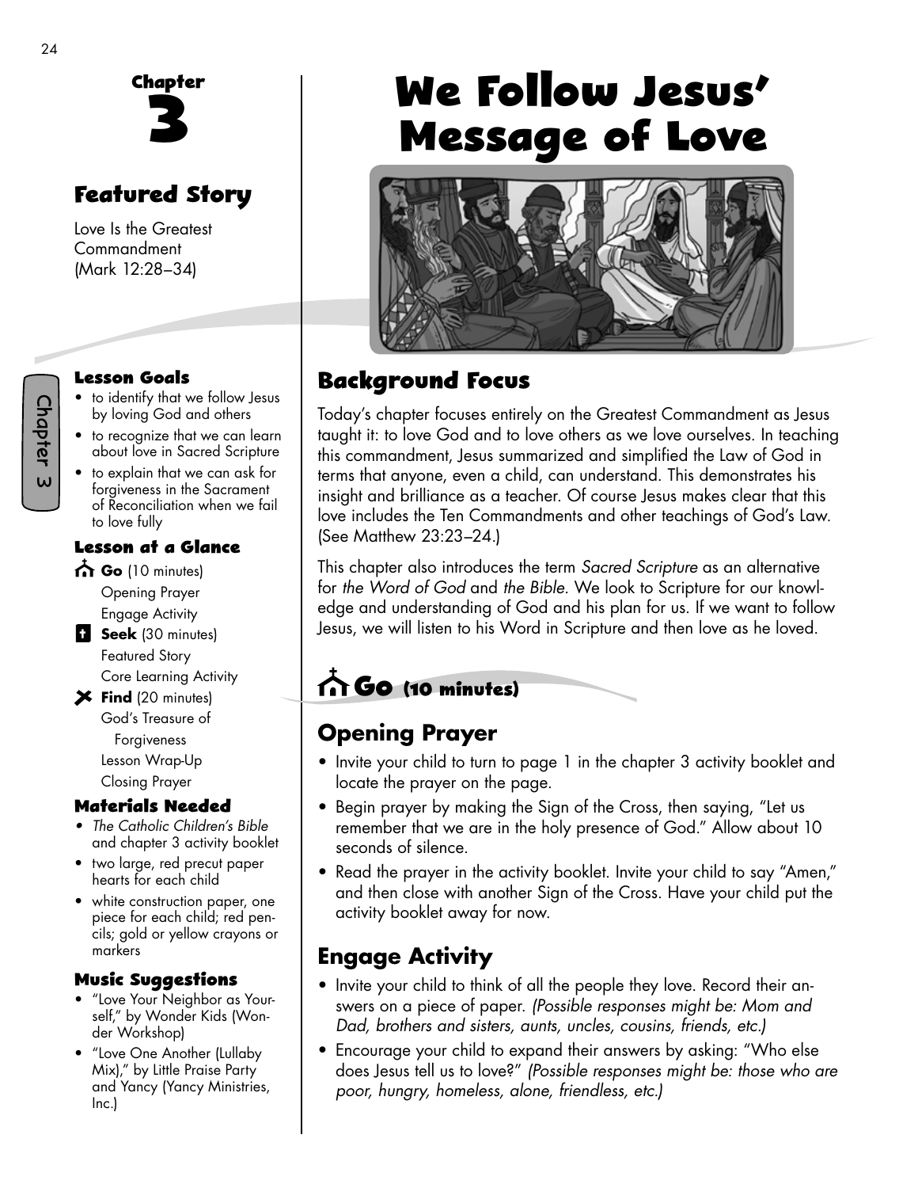# Chapter 3

# We Follow Jesus' Message of Love

## Featured Story

Love Is the Greatest Commandment (Mark 12:28–34)

### Lesson Goals

- to identify that we follow Jesus by loving God and others
- to recognize that we can learn about love in Sacred Scripture
- to explain that we can ask for forgiveness in the Sacrament of Reconciliation when we fail to love fully

### Lesson at a Glance

**Go** (10 minutes)
- Opening Prayer
- Engage Activity

**Seek** (30 minutes)
- Featured Story
- Core Learning Activity

**Find** (20 minutes)
- God's Treasure of Forgiveness
- Lesson Wrap-Up
- Closing Prayer

### Materials Needed

- *The Catholic Children's Bible* and chapter 3 activity booklet
- two large, red precut paper hearts for each child
- white construction paper, one piece for each child; red pencils; gold or yellow crayons or markers

### Music Suggestions

- "Love Your Neighbor as Yourself," by Wonder Kids (Wonder Workshop)
- "Love One Another (Lullaby Mix)," by Little Praise Party and Yancy (Yancy Ministries, Inc.)

## Background Focus

Today's chapter focuses entirely on the Greatest Commandment as Jesus taught it: to love God and to love others as we love ourselves. In teaching this commandment, Jesus summarized and simplified the Law of God in terms that anyone, even a child, can understand. This demonstrates his insight and brilliance as a teacher. Of course Jesus makes clear that this love includes the Ten Commandments and other teachings of God's Law. (See Matthew 23:23–24.)

This chapter also introduces the term *Sacred Scripture* as an alternative for *the Word of God* and *the Bible.* We look to Scripture for our knowledge and understanding of God and his plan for us. If we want to follow Jesus, we will listen to his Word in Scripture and then love as he loved.

## Go (10 minutes)

### Opening Prayer

- Invite your child to turn to page 1 in the chapter 3 activity booklet and locate the prayer on the page.
- Begin prayer by making the Sign of the Cross, then saying, "Let us remember that we are in the holy presence of God." Allow about 10 seconds of silence.
- Read the prayer in the activity booklet. Invite your child to say "Amen," and then close with another Sign of the Cross. Have your child put the activity booklet away for now.

### Engage Activity

- Invite your child to think of all the people they love. Record their answers on a piece of paper. *(Possible responses might be: Mom and Dad, brothers and sisters, aunts, uncles, cousins, friends, etc.)*
- Encourage your child to expand their answers by asking: "Who else does Jesus tell us to love?" *(Possible responses might be: those who are poor, hungry, homeless, alone, friendless, etc.)*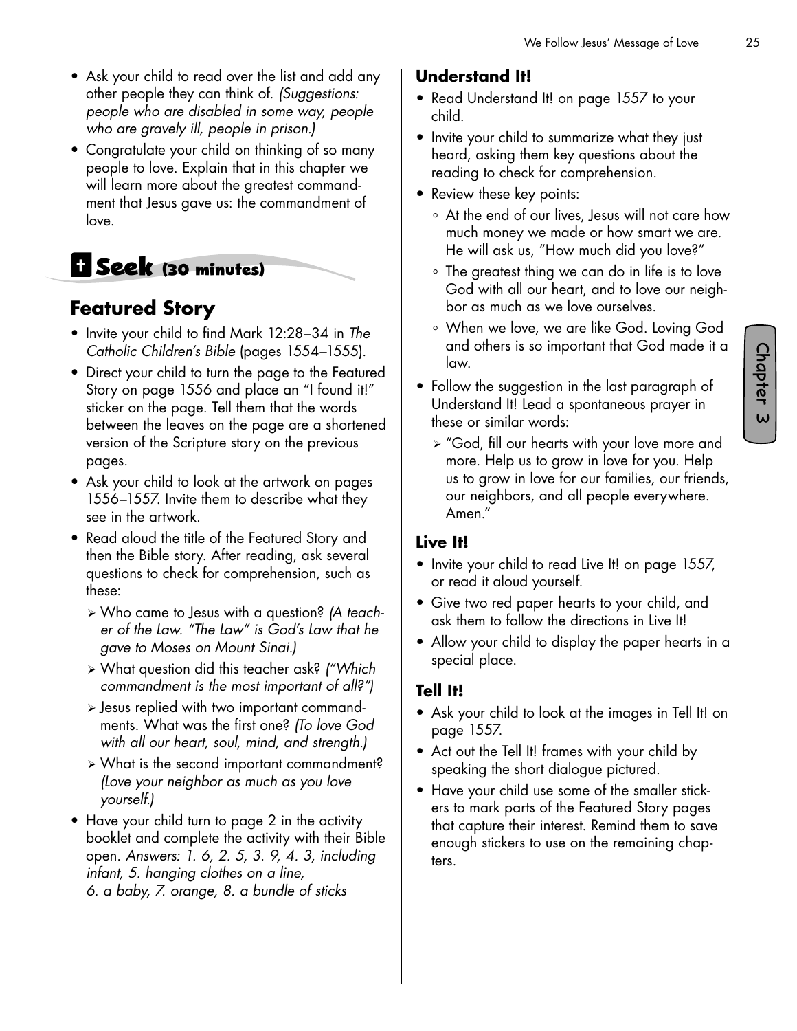- Ask your child to read over the list and add any other people they can think of. *(Suggestions: people who are disabled in some way, people who are gravely ill, people in prison.)*
- Congratulate your child on thinking of so many people to love. Explain that in this chapter we will learn more about the greatest commandment that Jesus gave us: the commandment of love.

## Seek (30 minutes)

## Featured Story

- Invite your child to find Mark 12:28–34 in *The Catholic Children's Bible* (pages 1554–1555).
- Direct your child to turn the page to the Featured Story on page 1556 and place an "I found it!" sticker on the page. Tell them that the words between the leaves on the page are a shortened version of the Scripture story on the previous pages.
- Ask your child to look at the artwork on pages 1556–1557. Invite them to describe what they see in the artwork.
- Read aloud the title of the Featured Story and then the Bible story. After reading, ask several questions to check for comprehension, such as these:
  - Who came to Jesus with a question? *(A teacher of the Law. "The Law" is God's Law that he gave to Moses on Mount Sinai.)*
  - What question did this teacher ask? *("Which commandment is the most important of all?")*
  - Jesus replied with two important commandments. What was the first one? *(To love God with all our heart, soul, mind, and strength.)*
  - What is the second important commandment? *(Love your neighbor as much as you love yourself.)*
- Have your child turn to page 2 in the activity booklet and complete the activity with their Bible open. *Answers: 1. 6, 2. 5, 3. 9, 4. 3, including infant, 5. hanging clothes on a line, 6. a baby, 7. orange, 8. a bundle of sticks*

### Understand It!

- Read Understand It! on page 1557 to your child.
- Invite your child to summarize what they just heard, asking them key questions about the reading to check for comprehension.
- Review these key points:
  - At the end of our lives, Jesus will not care how much money we made or how smart we are. He will ask us, "How much did you love?"
  - The greatest thing we can do in life is to love God with all our heart, and to love our neighbor as much as we love ourselves.
  - When we love, we are like God. Loving God and others is so important that God made it a law.
- Follow the suggestion in the last paragraph of Understand It! Lead a spontaneous prayer in these or similar words:
  - "God, fill our hearts with your love more and more. Help us to grow in love for you. Help us to grow in love for our families, our friends, our neighbors, and all people everywhere. Amen."

### Live It!

- Invite your child to read Live It! on page 1557, or read it aloud yourself.
- Give two red paper hearts to your child, and ask them to follow the directions in Live It!
- Allow your child to display the paper hearts in a special place.

### Tell It!

- Ask your child to look at the images in Tell It! on page 1557.
- Act out the Tell It! frames with your child by speaking the short dialogue pictured.
- Have your child use some of the smaller stickers to mark parts of the Featured Story pages that capture their interest. Remind them to save enough stickers to use on the remaining chapters.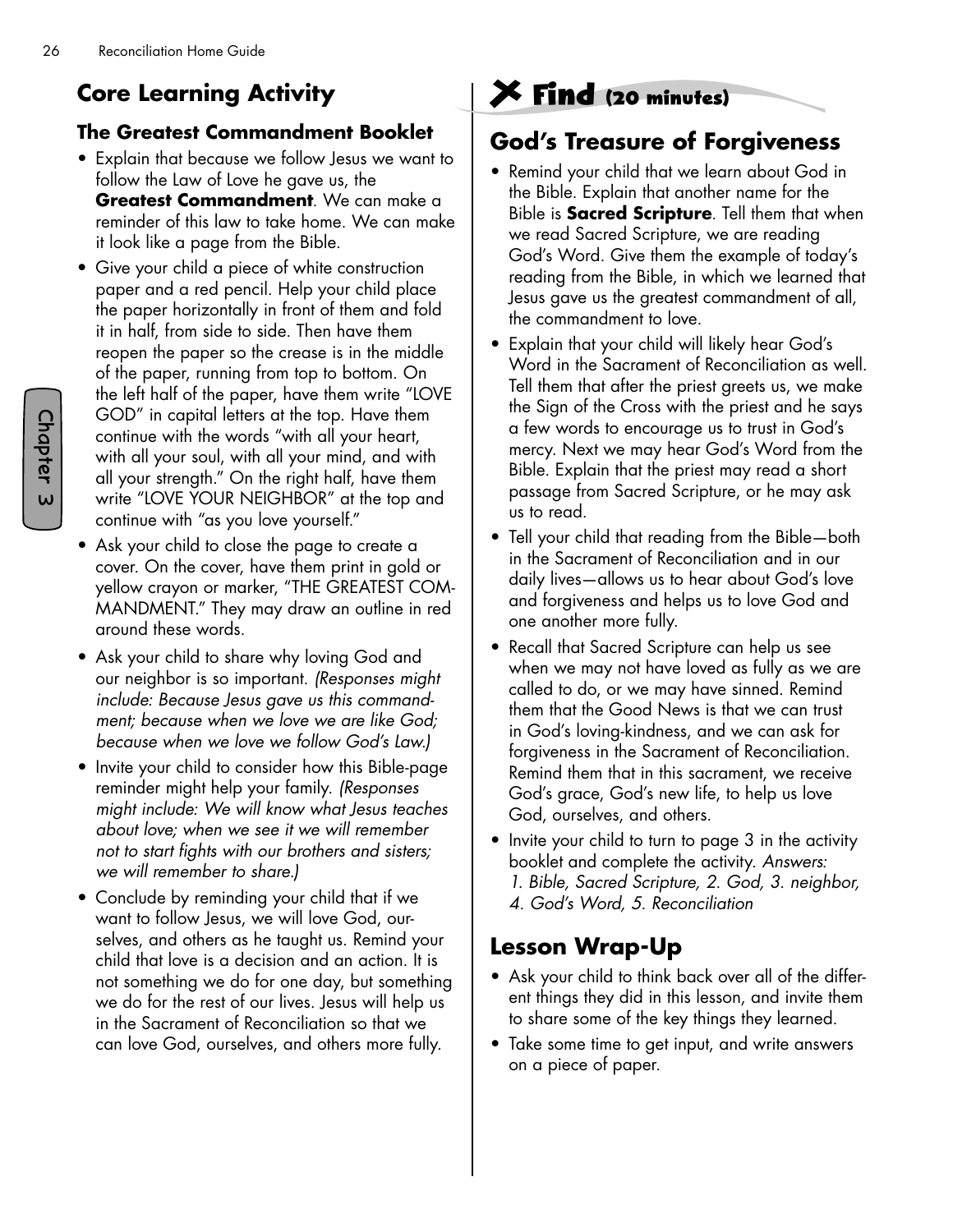## Core Learning Activity

### The Greatest Commandment Booklet

- Explain that because we follow Jesus we want to follow the Law of Love he gave us, the **Greatest Commandment**. We can make a reminder of this law to take home. We can make it look like a page from the Bible.
- Give your child a piece of white construction paper and a red pencil. Help your child place the paper horizontally in front of them and fold it in half, from side to side. Then have them reopen the paper so the crease is in the middle of the paper, running from top to bottom. On the left half of the paper, have them write "LOVE GOD" in capital letters at the top. Have them continue with the words "with all your heart, with all your soul, with all your mind, and with all your strength." On the right half, have them write "LOVE YOUR NEIGHBOR" at the top and continue with "as you love yourself."
- Ask your child to close the page to create a cover. On the cover, have them print in gold or yellow crayon or marker, "THE GREATEST COMMANDMENT." They may draw an outline in red around these words.
- Ask your child to share why loving God and our neighbor is so important. *(Responses might include: Because Jesus gave us this commandment; because when we love we are like God; because when we love we follow God's Law.)*
- Invite your child to consider how this Bible-page reminder might help your family. *(Responses might include: We will know what Jesus teaches about love; when we see it we will remember not to start fights with our brothers and sisters; we will remember to share.)*
- Conclude by reminding your child that if we want to follow Jesus, we will love God, ourselves, and others as he taught us. Remind your child that love is a decision and an action. It is not something we do for one day, but something we do for the rest of our lives. Jesus will help us in the Sacrament of Reconciliation so that we can love God, ourselves, and others more fully.

## Find (20 minutes)

## God's Treasure of Forgiveness

- Remind your child that we learn about God in the Bible. Explain that another name for the Bible is **Sacred Scripture**. Tell them that when we read Sacred Scripture, we are reading God's Word. Give them the example of today's reading from the Bible, in which we learned that Jesus gave us the greatest commandment of all, the commandment to love.
- Explain that your child will likely hear God's Word in the Sacrament of Reconciliation as well. Tell them that after the priest greets us, we make the Sign of the Cross with the priest and he says a few words to encourage us to trust in God's mercy. Next we may hear God's Word from the Bible. Explain that the priest may read a short passage from Sacred Scripture, or he may ask us to read.
- Tell your child that reading from the Bible—both in the Sacrament of Reconciliation and in our daily lives—allows us to hear about God's love and forgiveness and helps us to love God and one another more fully.
- Recall that Sacred Scripture can help us see when we may not have loved as fully as we are called to do, or we may have sinned. Remind them that the Good News is that we can trust in God's loving-kindness, and we can ask for forgiveness in the Sacrament of Reconciliation. Remind them that in this sacrament, we receive God's grace, God's new life, to help us love God, ourselves, and others.
- Invite your child to turn to page 3 in the activity booklet and complete the activity. *Answers: 1. Bible, Sacred Scripture, 2. God, 3. neighbor, 4. God's Word, 5. Reconciliation*

## Lesson Wrap-Up

- Ask your child to think back over all of the different things they did in this lesson, and invite them to share some of the key things they learned.
- Take some time to get input, and write answers on a piece of paper.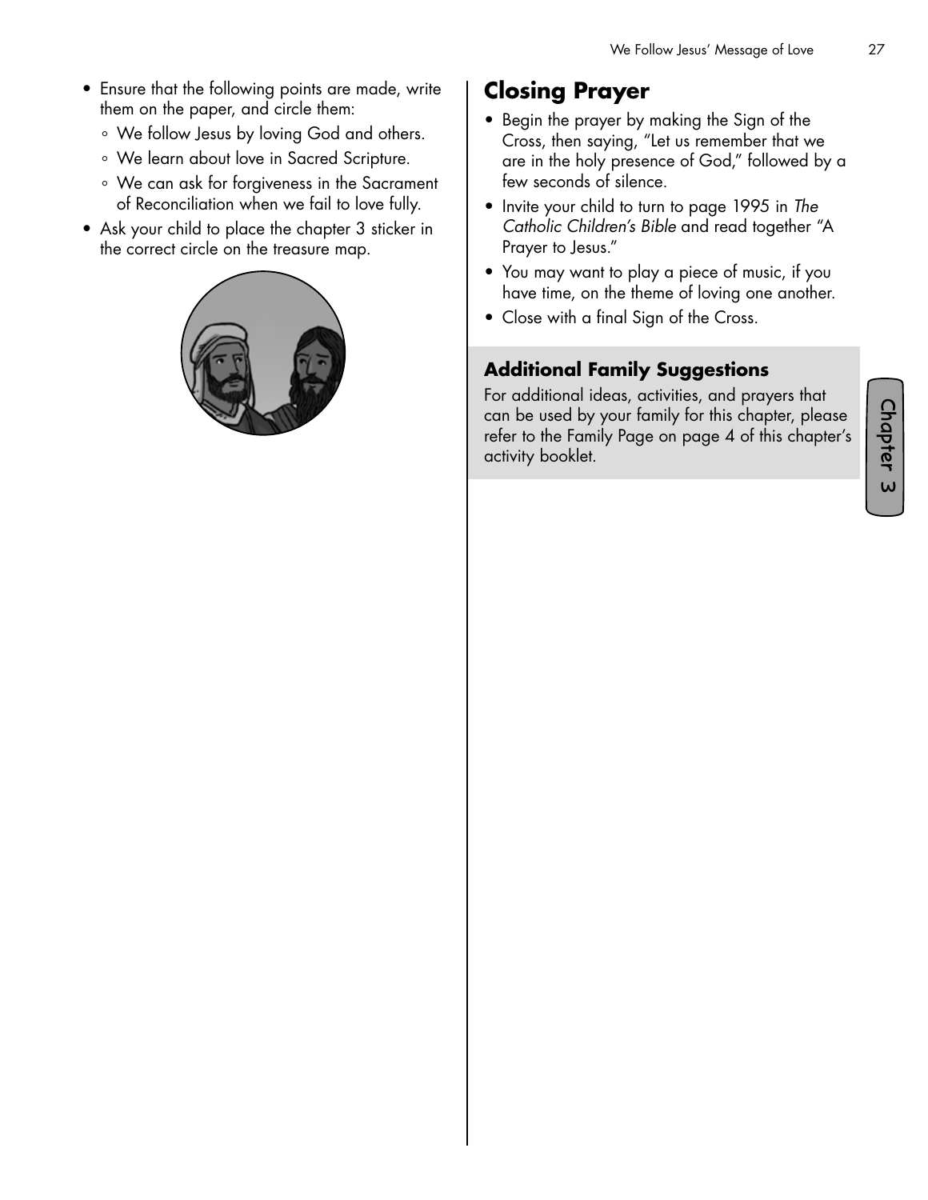- Ensure that the following points are made, write them on the paper, and circle them:
  - We follow Jesus by loving God and others.
  - We learn about love in Sacred Scripture.
  - We can ask for forgiveness in the Sacrament of Reconciliation when we fail to love fully.
- Ask your child to place the chapter 3 sticker in the correct circle on the treasure map.

## Closing Prayer

- Begin the prayer by making the Sign of the Cross, then saying, "Let us remember that we are in the holy presence of God," followed by a few seconds of silence.
- Invite your child to turn to page 1995 in *The Catholic Children's Bible* and read together "A Prayer to Jesus."
- You may want to play a piece of music, if you have time, on the theme of loving one another.
- Close with a final Sign of the Cross.

### Additional Family Suggestions

For additional ideas, activities, and prayers that can be used by your family for this chapter, please refer to the Family Page on page 4 of this chapter's activity booklet.